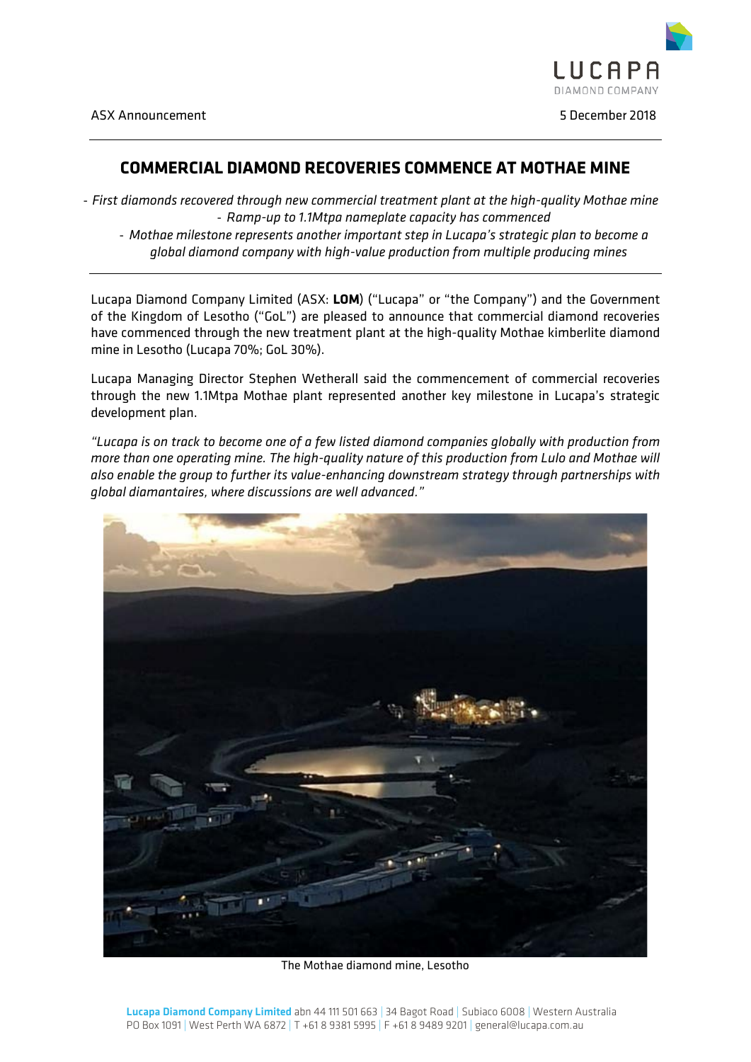ASX Announcement

5 December 2018

# COMMERCIAL DIAMOND RECOVERIES COMMENCE AT MOTHAE MINE

- *First diamonds recovered through new commercial treatment plant at the high-quality Mothae mine*
- *Ramp-up to 1.1Mtpa nameplate capacity has commenced*
- *Mothae milestone represents another important step in Lucapa's strategic plan to become a global diamond company with high-value production from multiple producing mines*

Lucapa Diamond Company Limited (ASX: **LOM**) ("Lucapa" or "the Company") and the Government of the Kingdom of Lesotho ("GoL") are pleased to announce that commercial diamond recoveries have commenced through the new treatment plant at the high-quality Mothae kimberlite diamond mine in Lesotho (Lucapa 70%; GoL 30%).

Lucapa Managing Director Stephen Wetherall said the commencement of commercial recoveries through the new 1.1Mtpa Mothae plant represented another key milestone in Lucapa's strategic development plan.

*"Lucapa is on track to become one of a few listed diamond companies globally with production from more than one operating mine. The high-quality nature of this production from Lulo and Mothae will also enable the group to further its value-enhancing downstream strategy through partnerships with global diamantaires, where discussions are well advanced."*

The Mothae diamond mine, Lesotho

**Lucapa Diamond Company Limited** abn 44 111 501 663 | 34 Bagot Road | Subiaco 6008 | Western Australia
PO Box 1091 | West Perth WA 6872 | T +61 8 9381 5995 | F +61 8 9489 9201 | general@lucapa.com.au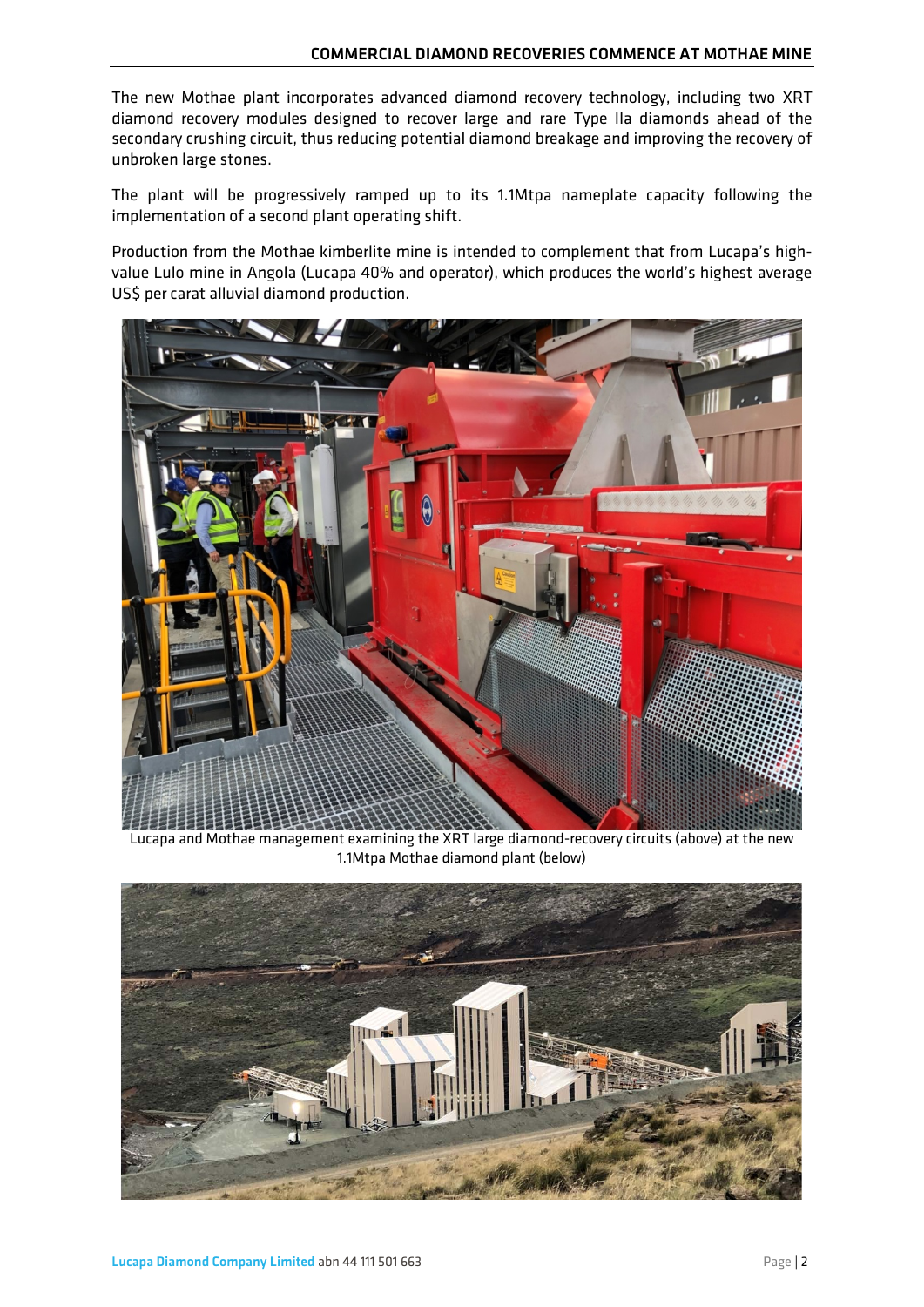The new Mothae plant incorporates advanced diamond recovery technology, including two XRT diamond recovery modules designed to recover large and rare Type IIa diamonds ahead of the secondary crushing circuit, thus reducing potential diamond breakage and improving the recovery of unbroken large stones.

The plant will be progressively ramped up to its 1.1Mtpa nameplate capacity following the implementation of a second plant operating shift.

Production from the Mothae kimberlite mine is intended to complement that from Lucapa's high-value Lulo mine in Angola (Lucapa 40% and operator), which produces the world's highest average US$ per carat alluvial diamond production.

Lucapa and Mothae management examining the XRT large diamond-recovery circuits (above) at the new 1.1Mtpa Mothae diamond plant (below)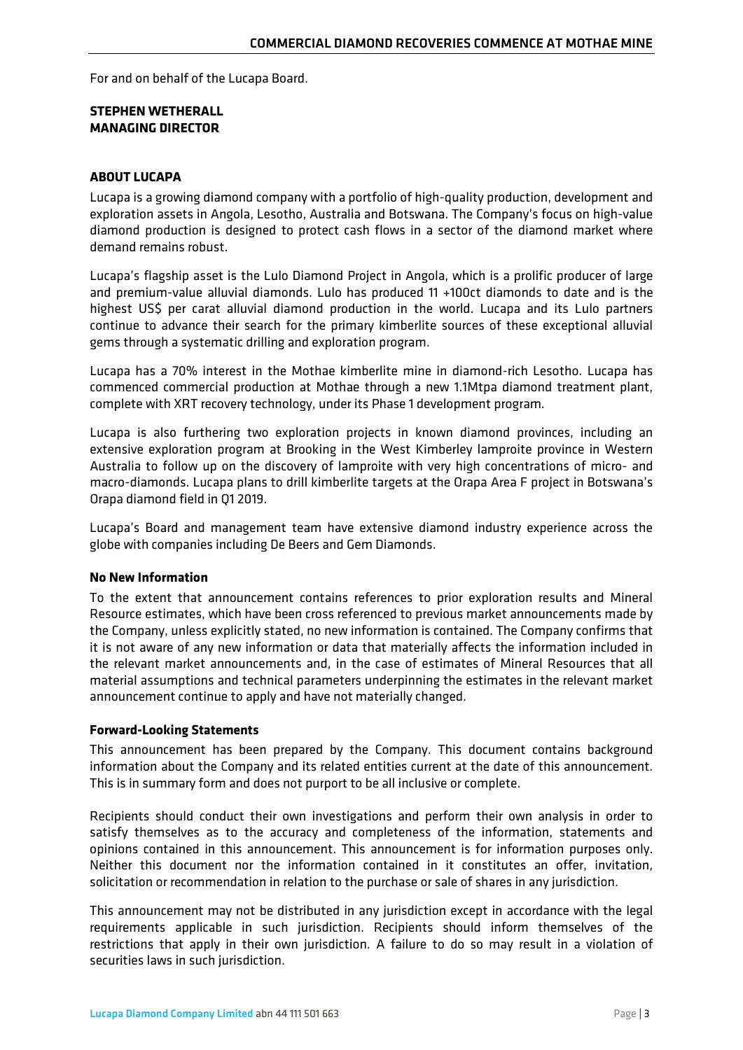For and on behalf of the Lucapa Board.

**STEPHEN WETHERALL**
**MANAGING DIRECTOR**

**ABOUT LUCAPA**

Lucapa is a growing diamond company with a portfolio of high-quality production, development and exploration assets in Angola, Lesotho, Australia and Botswana. The Company's focus on high-value diamond production is designed to protect cash flows in a sector of the diamond market where demand remains robust.

Lucapa's flagship asset is the Lulo Diamond Project in Angola, which is a prolific producer of large and premium-value alluvial diamonds. Lulo has produced 11 +100ct diamonds to date and is the highest US$ per carat alluvial diamond production in the world. Lucapa and its Lulo partners continue to advance their search for the primary kimberlite sources of these exceptional alluvial gems through a systematic drilling and exploration program.

Lucapa has a 70% interest in the Mothae kimberlite mine in diamond-rich Lesotho. Lucapa has commenced commercial production at Mothae through a new 1.1Mtpa diamond treatment plant, complete with XRT recovery technology, under its Phase 1 development program.

Lucapa is also furthering two exploration projects in known diamond provinces, including an extensive exploration program at Brooking in the West Kimberley lamproite province in Western Australia to follow up on the discovery of lamproite with very high concentrations of micro- and macro-diamonds. Lucapa plans to drill kimberlite targets at the Orapa Area F project in Botswana's Orapa diamond field in Q1 2019.

Lucapa's Board and management team have extensive diamond industry experience across the globe with companies including De Beers and Gem Diamonds.

**No New Information**

To the extent that announcement contains references to prior exploration results and Mineral Resource estimates, which have been cross referenced to previous market announcements made by the Company, unless explicitly stated, no new information is contained. The Company confirms that it is not aware of any new information or data that materially affects the information included in the relevant market announcements and, in the case of estimates of Mineral Resources that all material assumptions and technical parameters underpinning the estimates in the relevant market announcement continue to apply and have not materially changed.

**Forward-Looking Statements**

This announcement has been prepared by the Company. This document contains background information about the Company and its related entities current at the date of this announcement. This is in summary form and does not purport to be all inclusive or complete.

Recipients should conduct their own investigations and perform their own analysis in order to satisfy themselves as to the accuracy and completeness of the information, statements and opinions contained in this announcement. This announcement is for information purposes only. Neither this document nor the information contained in it constitutes an offer, invitation, solicitation or recommendation in relation to the purchase or sale of shares in any jurisdiction.

This announcement may not be distributed in any jurisdiction except in accordance with the legal requirements applicable in such jurisdiction. Recipients should inform themselves of the restrictions that apply in their own jurisdiction. A failure to do so may result in a violation of securities laws in such jurisdiction.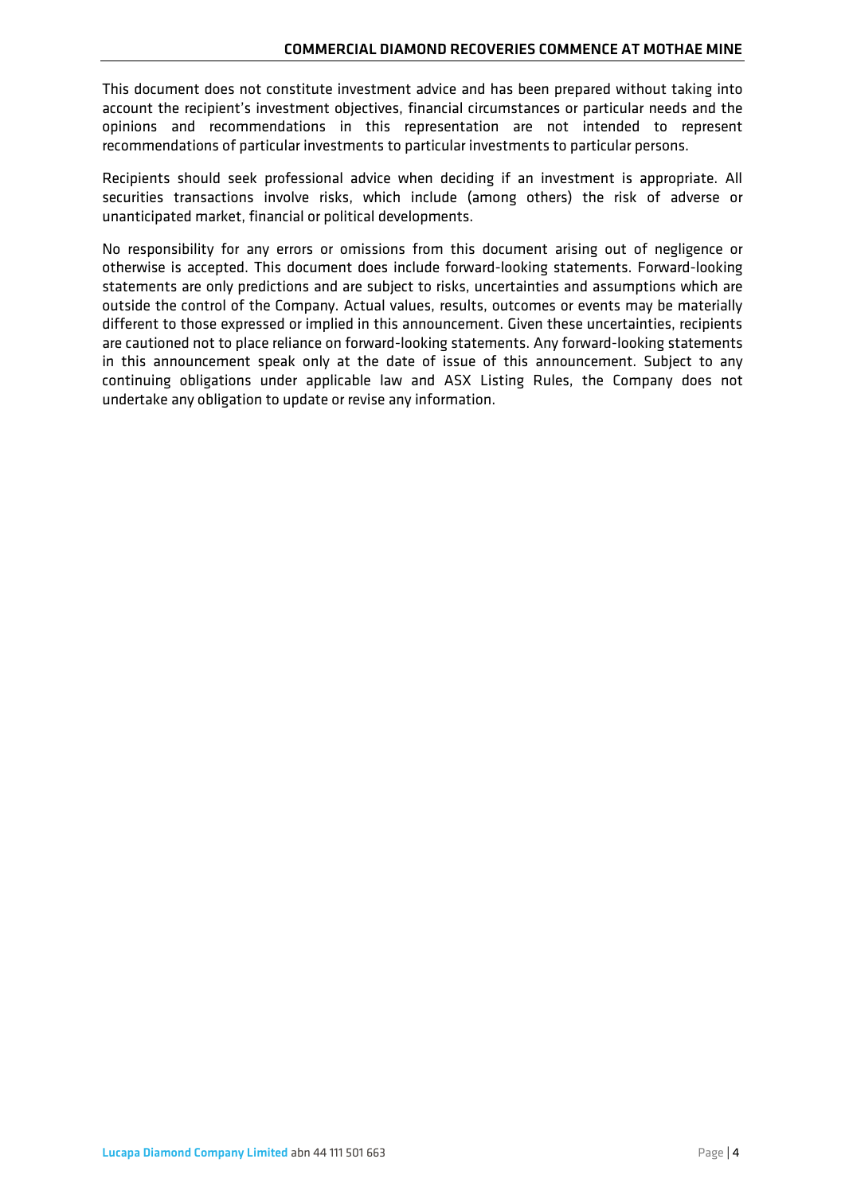This document does not constitute investment advice and has been prepared without taking into account the recipient's investment objectives, financial circumstances or particular needs and the opinions and recommendations in this representation are not intended to represent recommendations of particular investments to particular investments to particular persons.

Recipients should seek professional advice when deciding if an investment is appropriate. All securities transactions involve risks, which include (among others) the risk of adverse or unanticipated market, financial or political developments.

No responsibility for any errors or omissions from this document arising out of negligence or otherwise is accepted. This document does include forward-looking statements. Forward-looking statements are only predictions and are subject to risks, uncertainties and assumptions which are outside the control of the Company. Actual values, results, outcomes or events may be materially different to those expressed or implied in this announcement. Given these uncertainties, recipients are cautioned not to place reliance on forward-looking statements. Any forward-looking statements in this announcement speak only at the date of issue of this announcement. Subject to any continuing obligations under applicable law and ASX Listing Rules, the Company does not undertake any obligation to update or revise any information.